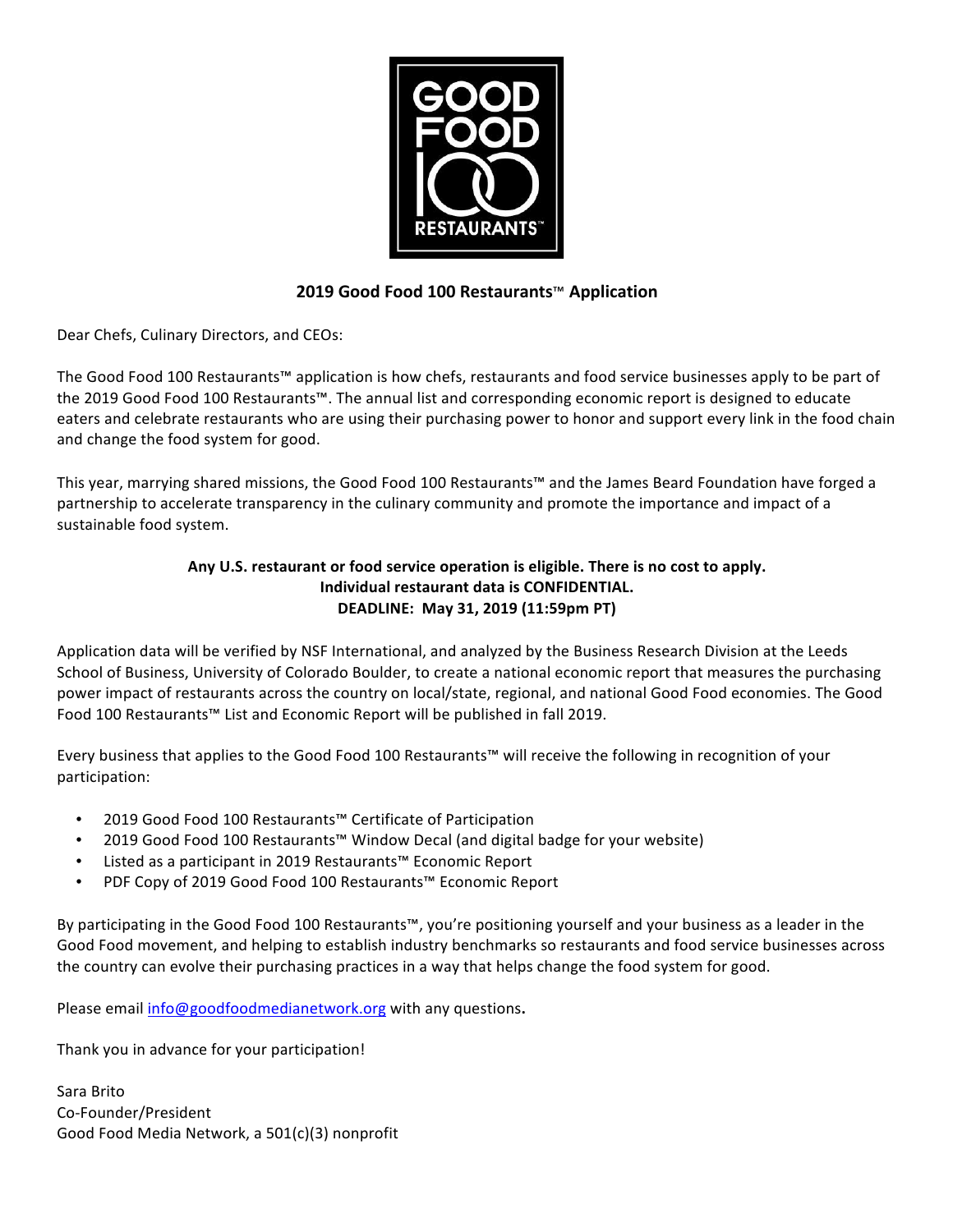GOOD FOOD 100 RESTAURANTS™

## 2019 Good Food 100 Restaurants™ Application

Dear Chefs, Culinary Directors, and CEOs:

The Good Food 100 Restaurants™ application is how chefs, restaurants and food service businesses apply to be part of the 2019 Good Food 100 Restaurants™. The annual list and corresponding economic report is designed to educate eaters and celebrate restaurants who are using their purchasing power to honor and support every link in the food chain and change the food system for good.

This year, marrying shared missions, the Good Food 100 Restaurants™ and the James Beard Foundation have forged a partnership to accelerate transparency in the culinary community and promote the importance and impact of a sustainable food system.

**Any U.S. restaurant or food service operation is eligible. There is no cost to apply.**
**Individual restaurant data is CONFIDENTIAL.**
**DEADLINE: May 31, 2019 (11:59pm PT)**

Application data will be verified by NSF International, and analyzed by the Business Research Division at the Leeds School of Business, University of Colorado Boulder, to create a national economic report that measures the purchasing power impact of restaurants across the country on local/state, regional, and national Good Food economies. The Good Food 100 Restaurants™ List and Economic Report will be published in fall 2019.

Every business that applies to the Good Food 100 Restaurants™ will receive the following in recognition of your participation:

- 2019 Good Food 100 Restaurants™ Certificate of Participation
- 2019 Good Food 100 Restaurants™ Window Decal (and digital badge for your website)
- Listed as a participant in 2019 Restaurants™ Economic Report
- PDF Copy of 2019 Good Food 100 Restaurants™ Economic Report

By participating in the Good Food 100 Restaurants™, you're positioning yourself and your business as a leader in the Good Food movement, and helping to establish industry benchmarks so restaurants and food service businesses across the country can evolve their purchasing practices in a way that helps change the food system for good.

Please email info@goodfoodmedianetwork.org with any questions.

Thank you in advance for your participation!

Sara Brito
Co-Founder/President
Good Food Media Network, a 501(c)(3) nonprofit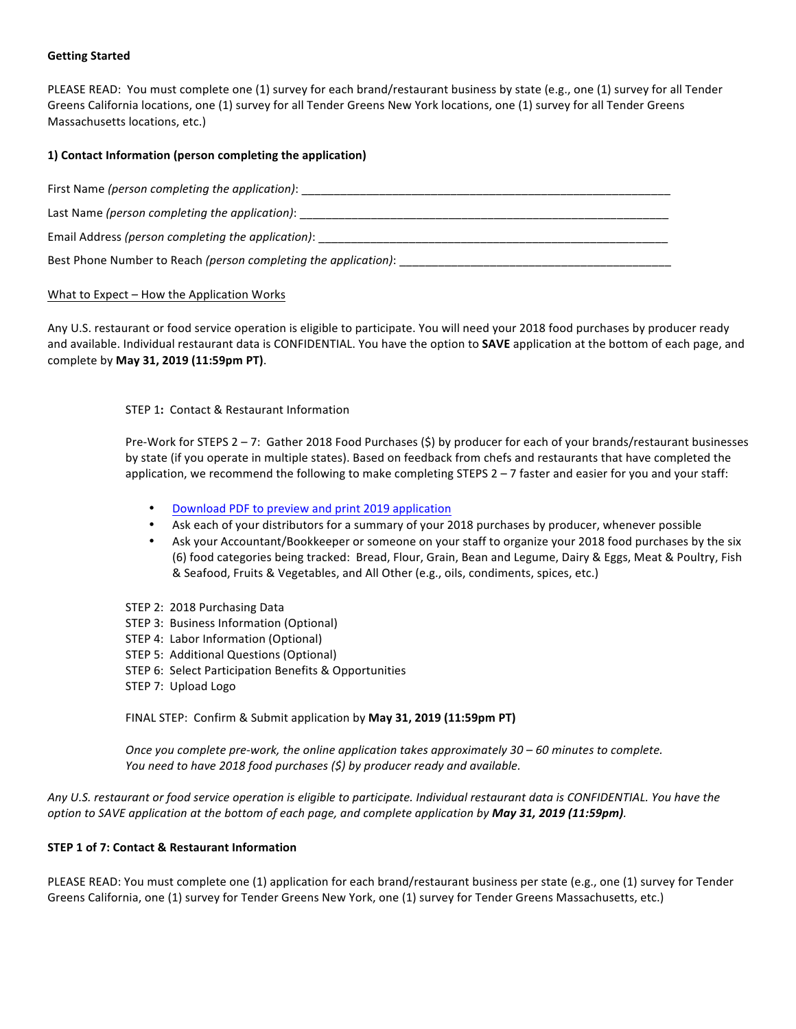**Getting Started**

PLEASE READ: You must complete one (1) survey for each brand/restaurant business by state (e.g., one (1) survey for all Tender Greens California locations, one (1) survey for all Tender Greens New York locations, one (1) survey for all Tender Greens Massachusetts locations, etc.)

**1) Contact Information (person completing the application)**

First Name *(person completing the application)*: ___________________________________________________________

Last Name *(person completing the application)*: ___________________________________________________________

Email Address *(person completing the application)*: _________________________________________________________

Best Phone Number to Reach *(person completing the application)*: ___________________________________________

What to Expect – How the Application Works

Any U.S. restaurant or food service operation is eligible to participate. You will need your 2018 food purchases by producer ready and available. Individual restaurant data is CONFIDENTIAL. You have the option to **SAVE** application at the bottom of each page, and complete by **May 31, 2019 (11:59pm PT)**.

STEP 1**:** Contact & Restaurant Information

Pre-Work for STEPS 2 – 7: Gather 2018 Food Purchases ($) by producer for each of your brands/restaurant businesses by state (if you operate in multiple states). Based on feedback from chefs and restaurants that have completed the application, we recommend the following to make completing STEPS 2 – 7 faster and easier for you and your staff:

- Download PDF to preview and print 2019 application
- Ask each of your distributors for a summary of your 2018 purchases by producer, whenever possible
- Ask your Accountant/Bookkeeper or someone on your staff to organize your 2018 food purchases by the six (6) food categories being tracked: Bread, Flour, Grain, Bean and Legume, Dairy & Eggs, Meat & Poultry, Fish & Seafood, Fruits & Vegetables, and All Other (e.g., oils, condiments, spices, etc.)

STEP 2: 2018 Purchasing Data
STEP 3: Business Information (Optional)
STEP 4: Labor Information (Optional)
STEP 5: Additional Questions (Optional)
STEP 6: Select Participation Benefits & Opportunities
STEP 7: Upload Logo

FINAL STEP: Confirm & Submit application by **May 31, 2019 (11:59pm PT)**

*Once you complete pre-work, the online application takes approximately 30 – 60 minutes to complete.*
*You need to have 2018 food purchases ($) by producer ready and available.*

*Any U.S. restaurant or food service operation is eligible to participate. Individual restaurant data is CONFIDENTIAL. You have the option to SAVE application at the bottom of each page, and complete application by* ***May 31, 2019 (11:59pm)****.*

**STEP 1 of 7: Contact & Restaurant Information**

PLEASE READ: You must complete one (1) application for each brand/restaurant business per state (e.g., one (1) survey for Tender Greens California, one (1) survey for Tender Greens New York, one (1) survey for Tender Greens Massachusetts, etc.)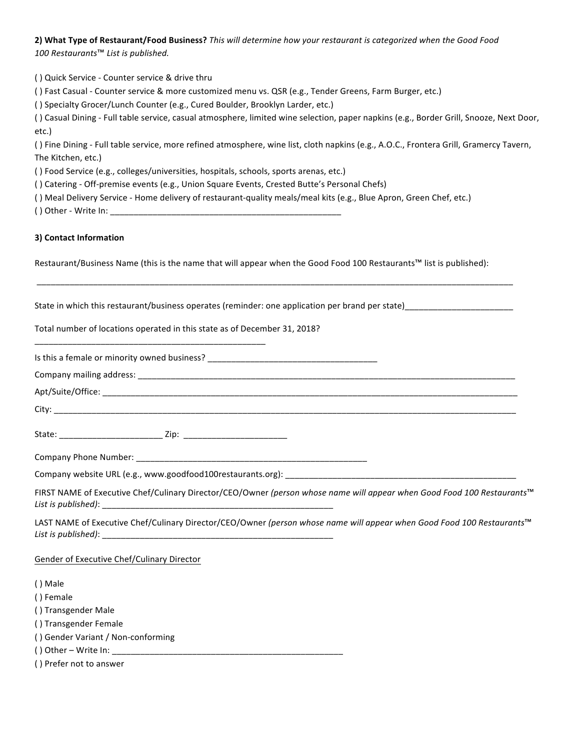**2) What Type of Restaurant/Food Business?** *This will determine how your restaurant is categorized when the Good Food 100 Restaurants™ List is published.*

( ) Quick Service - Counter service & drive thru
( ) Fast Casual - Counter service & more customized menu vs. QSR (e.g., Tender Greens, Farm Burger, etc.)
( ) Specialty Grocer/Lunch Counter (e.g., Cured Boulder, Brooklyn Larder, etc.)
( ) Casual Dining - Full table service, casual atmosphere, limited wine selection, paper napkins (e.g., Border Grill, Snooze, Next Door, etc.)
( ) Fine Dining - Full table service, more refined atmosphere, wine list, cloth napkins (e.g., A.O.C., Frontera Grill, Gramercy Tavern, The Kitchen, etc.)
( ) Food Service (e.g., colleges/universities, hospitals, schools, sports arenas, etc.)
( ) Catering - Off-premise events (e.g., Union Square Events, Crested Butte's Personal Chefs)
( ) Meal Delivery Service - Home delivery of restaurant-quality meals/meal kits (e.g., Blue Apron, Green Chef, etc.)
( ) Other - Write In: ___________________________________________________

**3) Contact Information**

Restaurant/Business Name (this is the name that will appear when the Good Food 100 Restaurants™ list is published):

______________________________________________________________________________________________________

State in which this restaurant/business operates (reminder: one application per brand per state)_______________________

Total number of locations operated in this state as of December 31, 2018?
__________________________________________________

Is this a female or minority owned business? ____________________________________

Company mailing address: _____________________________________________________________________________________

Apt/Suite/Office: _____________________________________________________________________________________________

City: _______________________________________________________________________________________________________

State: ______________________ Zip: ______________________

Company Phone Number: ___________________________________________________

Company website URL (e.g., www.goodfood100restaurants.org): ___________________________________________________

FIRST NAME of Executive Chef/Culinary Director/CEO/Owner *(person whose name will appear when Good Food 100 Restaurants™ List is published)*: ___________________________________________________

LAST NAME of Executive Chef/Culinary Director/CEO/Owner *(person whose name will appear when Good Food 100 Restaurants™ List is published)*: ___________________________________________________

<u>Gender of Executive Chef/Culinary Director</u>

( ) Male
( ) Female
( ) Transgender Male
( ) Transgender Female
( ) Gender Variant / Non-conforming
( ) Other – Write In: ___________________________________________________
( ) Prefer not to answer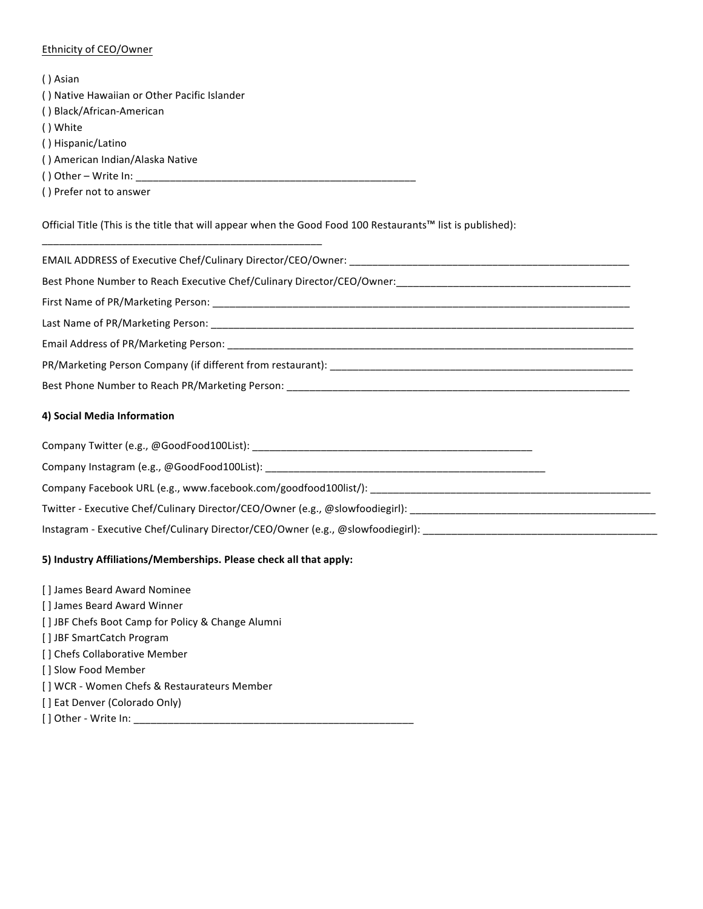Ethnicity of CEO/Owner

( ) Asian
( ) Native Hawaiian or Other Pacific Islander
( ) Black/African-American
( ) White
( ) Hispanic/Latino
( ) American Indian/Alaska Native
( ) Other – Write In: ___________________________________________________
( ) Prefer not to answer

Official Title (This is the title that will appear when the Good Food 100 Restaurants™ list is published): ___________________________________________________

EMAIL ADDRESS of Executive Chef/Culinary Director/CEO/Owner: ___________________________________________________

Best Phone Number to Reach Executive Chef/Culinary Director/CEO/Owner: ___________________________________________

First Name of PR/Marketing Person: ___________________________________________________________________________

Last Name of PR/Marketing Person: ___________________________________________________________________________

Email Address of PR/Marketing Person: _________________________________________________________________________

PR/Marketing Person Company (if different from restaurant): ______________________________________________________

Best Phone Number to Reach PR/Marketing Person: ______________________________________________________________

**4) Social Media Information**

Company Twitter (e.g., @GoodFood100List): ___________________________________________________

Company Instagram (e.g., @GoodFood100List): ___________________________________________________

Company Facebook URL (e.g., www.facebook.com/goodfood100list/): ___________________________________________________

Twitter - Executive Chef/Culinary Director/CEO/Owner (e.g., @slowfoodiegirl): ____________________________________________

Instagram - Executive Chef/Culinary Director/CEO/Owner (e.g., @slowfoodiegirl): __________________________________________

**5) Industry Affiliations/Memberships. Please check all that apply:**

[ ] James Beard Award Nominee
[ ] James Beard Award Winner
[ ] JBF Chefs Boot Camp for Policy & Change Alumni
[ ] JBF SmartCatch Program
[ ] Chefs Collaborative Member
[ ] Slow Food Member
[ ] WCR - Women Chefs & Restaurateurs Member
[ ] Eat Denver (Colorado Only)
[ ] Other - Write In: ___________________________________________________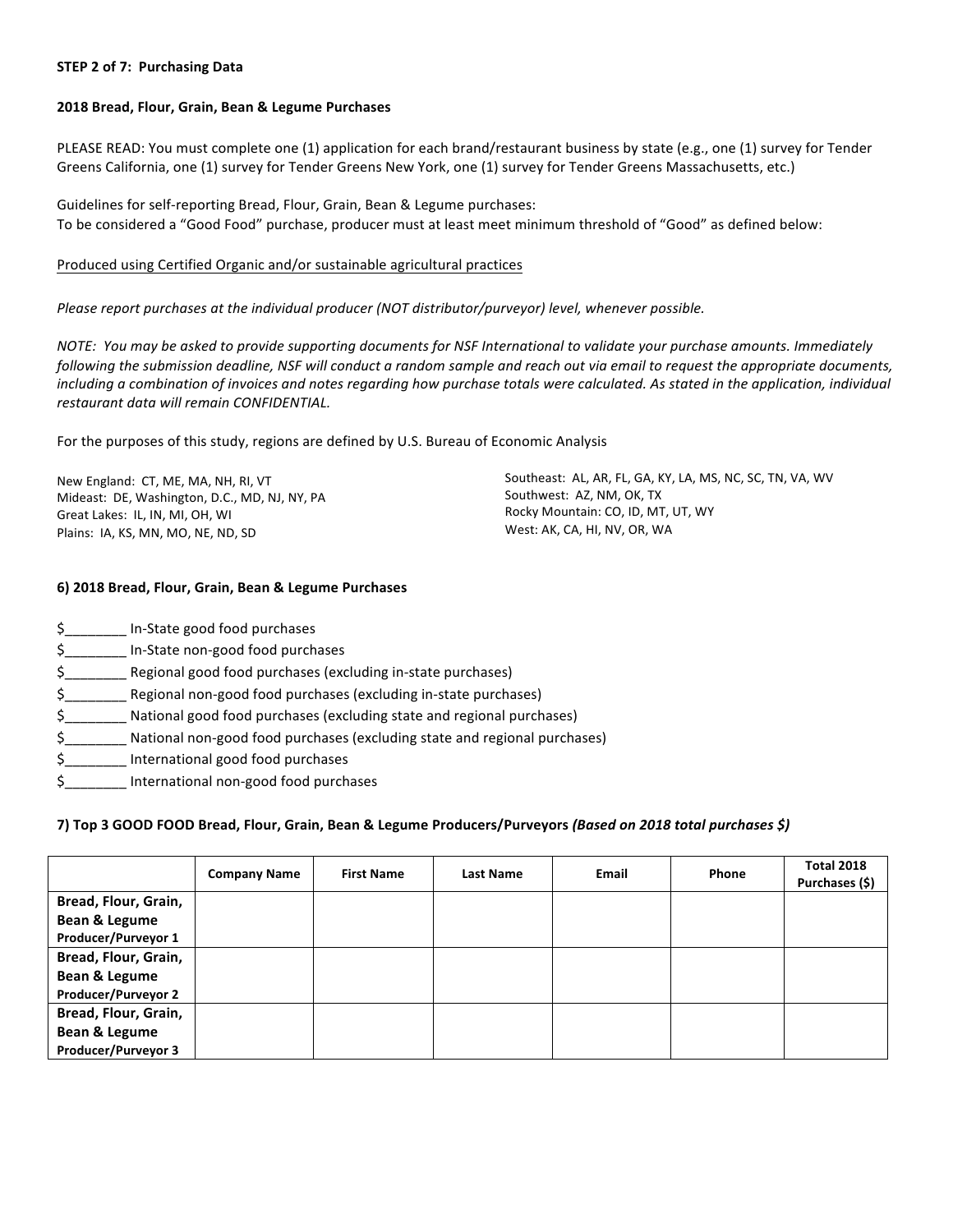**STEP 2 of 7: Purchasing Data**

**2018 Bread, Flour, Grain, Bean & Legume Purchases**

PLEASE READ: You must complete one (1) application for each brand/restaurant business by state (e.g., one (1) survey for Tender Greens California, one (1) survey for Tender Greens New York, one (1) survey for Tender Greens Massachusetts, etc.)

Guidelines for self-reporting Bread, Flour, Grain, Bean & Legume purchases:
To be considered a "Good Food" purchase, producer must at least meet minimum threshold of "Good" as defined below:

<u>Produced using Certified Organic and/or sustainable agricultural practices</u>

*Please report purchases at the individual producer (NOT distributor/purveyor) level, whenever possible.*

*NOTE: You may be asked to provide supporting documents for NSF International to validate your purchase amounts. Immediately following the submission deadline, NSF will conduct a random sample and reach out via email to request the appropriate documents, including a combination of invoices and notes regarding how purchase totals were calculated. As stated in the application, individual restaurant data will remain CONFIDENTIAL.*

For the purposes of this study, regions are defined by U.S. Bureau of Economic Analysis

New England: CT, ME, MA, NH, RI, VT
Mideast: DE, Washington, D.C., MD, NJ, NY, PA
Great Lakes: IL, IN, MI, OH, WI
Plains: IA, KS, MN, MO, NE, ND, SD
Southeast: AL, AR, FL, GA, KY, LA, MS, NC, SC, TN, VA, WV
Southwest: AZ, NM, OK, TX
Rocky Mountain: CO, ID, MT, UT, WY
West: AK, CA, HI, NV, OR, WA

**6) 2018 Bread, Flour, Grain, Bean & Legume Purchases**

$________ In-State good food purchases
$________ In-State non-good food purchases
$________ Regional good food purchases (excluding in-state purchases)
$________ Regional non-good food purchases (excluding in-state purchases)
$________ National good food purchases (excluding state and regional purchases)
$________ National non-good food purchases (excluding state and regional purchases)
$________ International good food purchases
$________ International non-good food purchases

**7) Top 3 GOOD FOOD Bread, Flour, Grain, Bean & Legume Producers/Purveyors** ***(Based on 2018 total purchases $)***

| | Company Name | First Name | Last Name | Email | Phone | Total 2018 Purchases ($) |
|---|---|---|---|---|---|---|
| **Bread, Flour, Grain, Bean & Legume Producer/Purveyor 1** | | | | | | |
| **Bread, Flour, Grain, Bean & Legume Producer/Purveyor 2** | | | | | | |
| **Bread, Flour, Grain, Bean & Legume Producer/Purveyor 3** | | | | | | |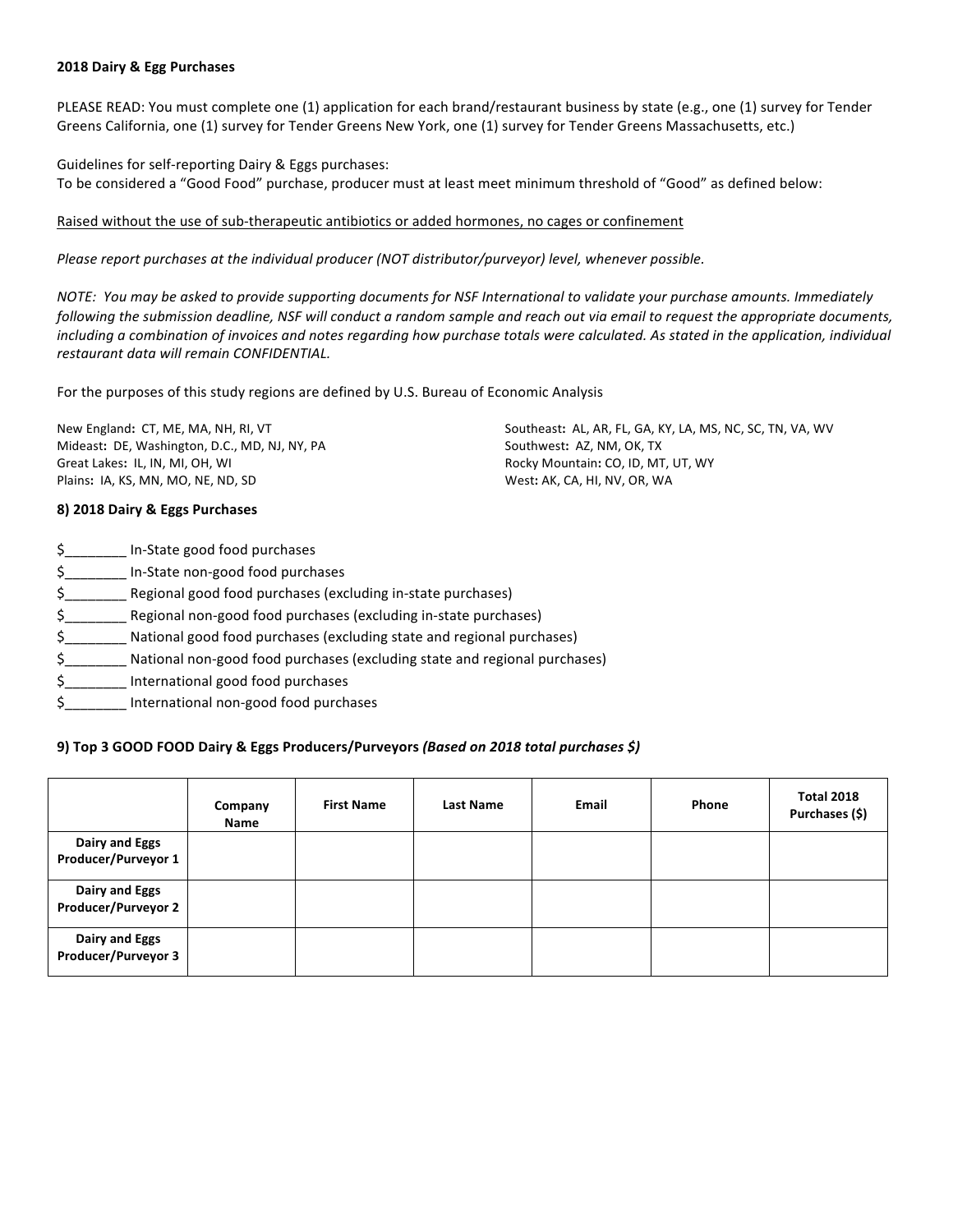**2018 Dairy & Egg Purchases**

PLEASE READ: You must complete one (1) application for each brand/restaurant business by state (e.g., one (1) survey for Tender Greens California, one (1) survey for Tender Greens New York, one (1) survey for Tender Greens Massachusetts, etc.)

Guidelines for self-reporting Dairy & Eggs purchases:
To be considered a "Good Food" purchase, producer must at least meet minimum threshold of "Good" as defined below:

<u>Raised without the use of sub-therapeutic antibiotics or added hormones, no cages or confinement</u>

*Please report purchases at the individual producer (NOT distributor/purveyor) level, whenever possible.*

*NOTE: You may be asked to provide supporting documents for NSF International to validate your purchase amounts. Immediately following the submission deadline, NSF will conduct a random sample and reach out via email to request the appropriate documents, including a combination of invoices and notes regarding how purchase totals were calculated. As stated in the application, individual restaurant data will remain CONFIDENTIAL.*

For the purposes of this study regions are defined by U.S. Bureau of Economic Analysis

New England**:** CT, ME, MA, NH, RI, VT
Mideast**:** DE, Washington, D.C., MD, NJ, NY, PA
Great Lakes**:** IL, IN, MI, OH, WI
Plains**:** IA, KS, MN, MO, NE, ND, SD
Southeast**:** AL, AR, FL, GA, KY, LA, MS, NC, SC, TN, VA, WV
Southwest**:** AZ, NM, OK, TX
Rocky Mountain**:** CO, ID, MT, UT, WY
West**:** AK, CA, HI, NV, OR, WA

**8) 2018 Dairy & Eggs Purchases**

- $________ In-State good food purchases
- $________ In-State non-good food purchases
- $________ Regional good food purchases (excluding in-state purchases)
- $________ Regional non-good food purchases (excluding in-state purchases)
- $________ National good food purchases (excluding state and regional purchases)
- $________ National non-good food purchases (excluding state and regional purchases)
- $________ International good food purchases
- $________ International non-good food purchases

**9) Top 3 GOOD FOOD Dairy & Eggs Producers/Purveyors *(Based on 2018 total purchases $)***

| | Company Name | First Name | Last Name | Email | Phone | Total 2018 Purchases ($) |
|---|---|---|---|---|---|---|
| **Dairy and Eggs Producer/Purveyor 1** | | | | | | |
| **Dairy and Eggs Producer/Purveyor 2** | | | | | | |
| **Dairy and Eggs Producer/Purveyor 3** | | | | | | |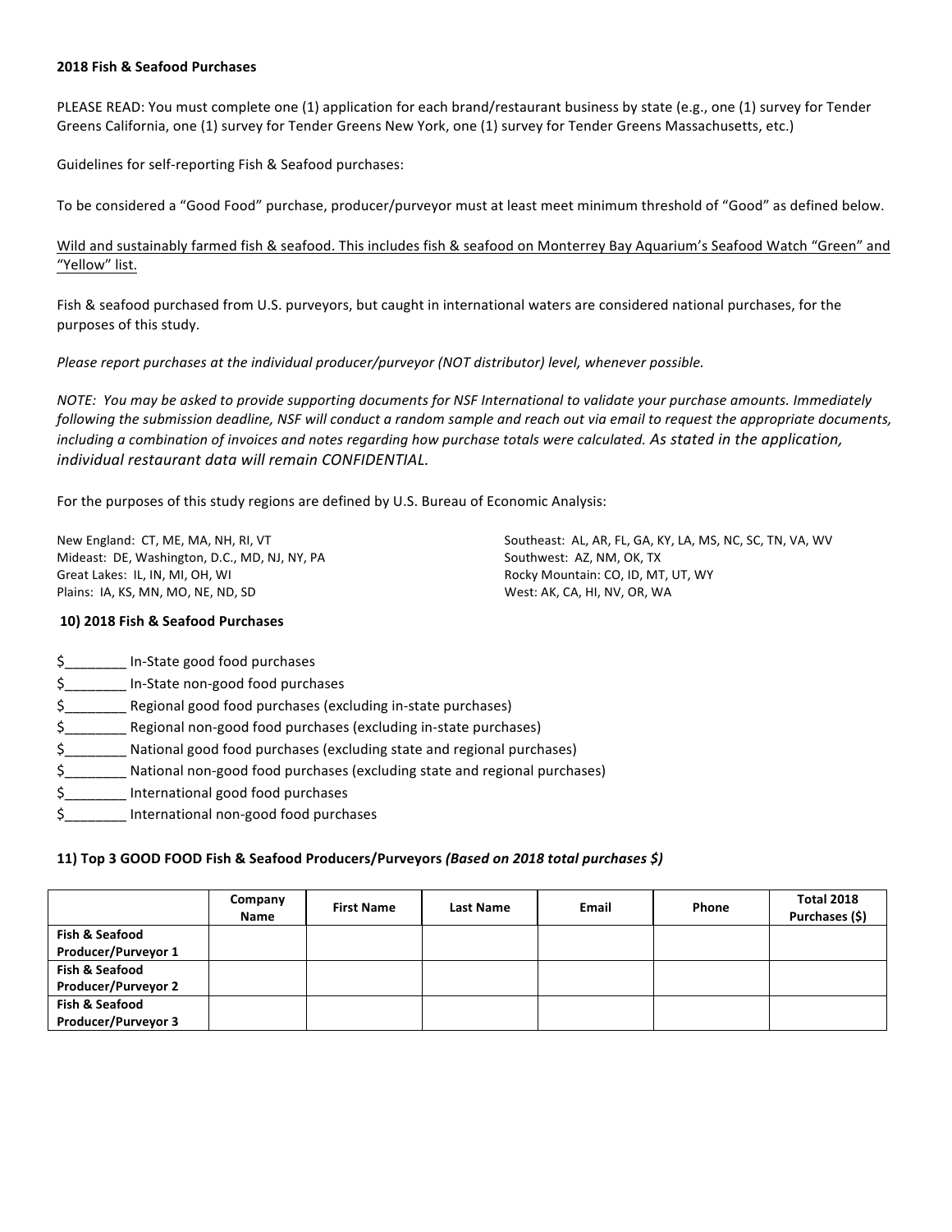**2018 Fish & Seafood Purchases**

PLEASE READ: You must complete one (1) application for each brand/restaurant business by state (e.g., one (1) survey for Tender Greens California, one (1) survey for Tender Greens New York, one (1) survey for Tender Greens Massachusetts, etc.)

Guidelines for self-reporting Fish & Seafood purchases:

To be considered a "Good Food" purchase, producer/purveyor must at least meet minimum threshold of "Good" as defined below.

<u>Wild and sustainably farmed fish & seafood. This includes fish & seafood on Monterrey Bay Aquarium's Seafood Watch "Green" and "Yellow" list.</u>

Fish & seafood purchased from U.S. purveyors, but caught in international waters are considered national purchases, for the purposes of this study.

*Please report purchases at the individual producer/purveyor (NOT distributor) level, whenever possible.*

*NOTE: You may be asked to provide supporting documents for NSF International to validate your purchase amounts. Immediately following the submission deadline, NSF will conduct a random sample and reach out via email to request the appropriate documents, including a combination of invoices and notes regarding how purchase totals were calculated. As stated in the application, individual restaurant data will remain CONFIDENTIAL.*

For the purposes of this study regions are defined by U.S. Bureau of Economic Analysis:

New England: CT, ME, MA, NH, RI, VT
Mideast: DE, Washington, D.C., MD, NJ, NY, PA
Great Lakes: IL, IN, MI, OH, WI
Plains: IA, KS, MN, MO, NE, ND, SD
Southeast: AL, AR, FL, GA, KY, LA, MS, NC, SC, TN, VA, WV
Southwest: AZ, NM, OK, TX
Rocky Mountain: CO, ID, MT, UT, WY
West: AK, CA, HI, NV, OR, WA

**10) 2018 Fish & Seafood Purchases**

$________ In-State good food purchases
$________ In-State non-good food purchases
$________ Regional good food purchases (excluding in-state purchases)
$________ Regional non-good food purchases (excluding in-state purchases)
$________ National good food purchases (excluding state and regional purchases)
$________ National non-good food purchases (excluding state and regional purchases)
$________ International good food purchases
$________ International non-good food purchases

**11) Top 3 GOOD FOOD Fish & Seafood Producers/Purveyors *(Based on 2018 total purchases $)***

| | Company Name | First Name | Last Name | Email | Phone | Total 2018 Purchases ($) |
|---|---|---|---|---|---|---|
| **Fish & Seafood Producer/Purveyor 1** | | | | | | |
| **Fish & Seafood Producer/Purveyor 2** | | | | | | |
| **Fish & Seafood Producer/Purveyor 3** | | | | | | |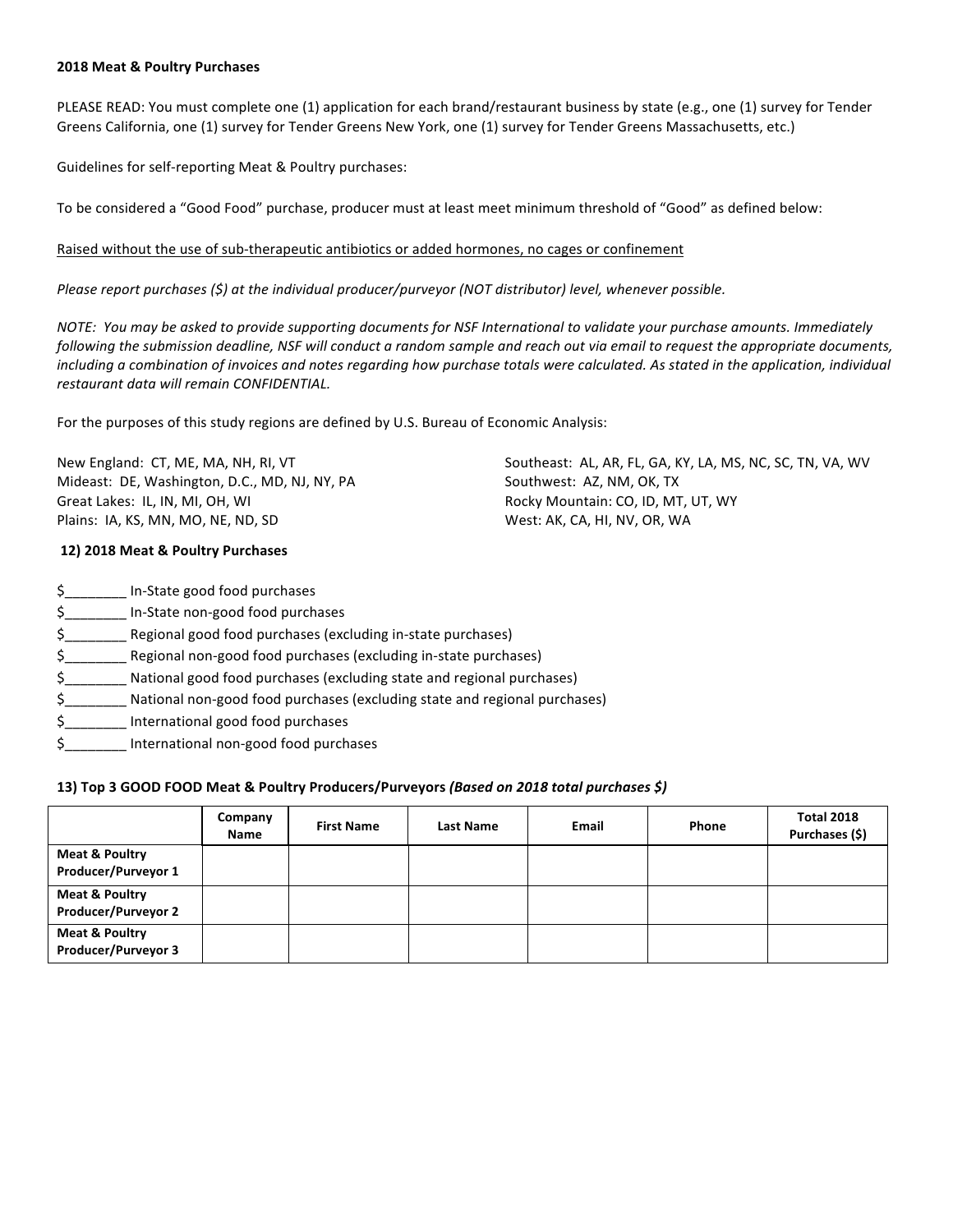**2018 Meat & Poultry Purchases**

PLEASE READ: You must complete one (1) application for each brand/restaurant business by state (e.g., one (1) survey for Tender Greens California, one (1) survey for Tender Greens New York, one (1) survey for Tender Greens Massachusetts, etc.)

Guidelines for self-reporting Meat & Poultry purchases:

To be considered a "Good Food" purchase, producer must at least meet minimum threshold of "Good" as defined below:

Raised without the use of sub-therapeutic antibiotics or added hormones, no cages or confinement

*Please report purchases ($) at the individual producer/purveyor (NOT distributor) level, whenever possible.*

*NOTE: You may be asked to provide supporting documents for NSF International to validate your purchase amounts. Immediately following the submission deadline, NSF will conduct a random sample and reach out via email to request the appropriate documents, including a combination of invoices and notes regarding how purchase totals were calculated. As stated in the application, individual restaurant data will remain CONFIDENTIAL.*

For the purposes of this study regions are defined by U.S. Bureau of Economic Analysis:

New England: CT, ME, MA, NH, RI, VT
Mideast: DE, Washington, D.C., MD, NJ, NY, PA
Great Lakes: IL, IN, MI, OH, WI
Plains: IA, KS, MN, MO, NE, ND, SD
Southeast: AL, AR, FL, GA, KY, LA, MS, NC, SC, TN, VA, WV
Southwest: AZ, NM, OK, TX
Rocky Mountain: CO, ID, MT, UT, WY
West: AK, CA, HI, NV, OR, WA

**12) 2018 Meat & Poultry Purchases**

$________ In-State good food purchases
$________ In-State non-good food purchases
$________ Regional good food purchases (excluding in-state purchases)
$________ Regional non-good food purchases (excluding in-state purchases)
$________ National good food purchases (excluding state and regional purchases)
$________ National non-good food purchases (excluding state and regional purchases)
$________ International good food purchases
$________ International non-good food purchases

**13) Top 3 GOOD FOOD Meat & Poultry Producers/Purveyors** ***(Based on 2018 total purchases $)***

| | Company Name | First Name | Last Name | Email | Phone | Total 2018 Purchases ($) |
|---|---|---|---|---|---|---|
| **Meat & Poultry Producer/Purveyor 1** | | | | | | |
| **Meat & Poultry Producer/Purveyor 2** | | | | | | |
| **Meat & Poultry Producer/Purveyor 3** | | | | | | |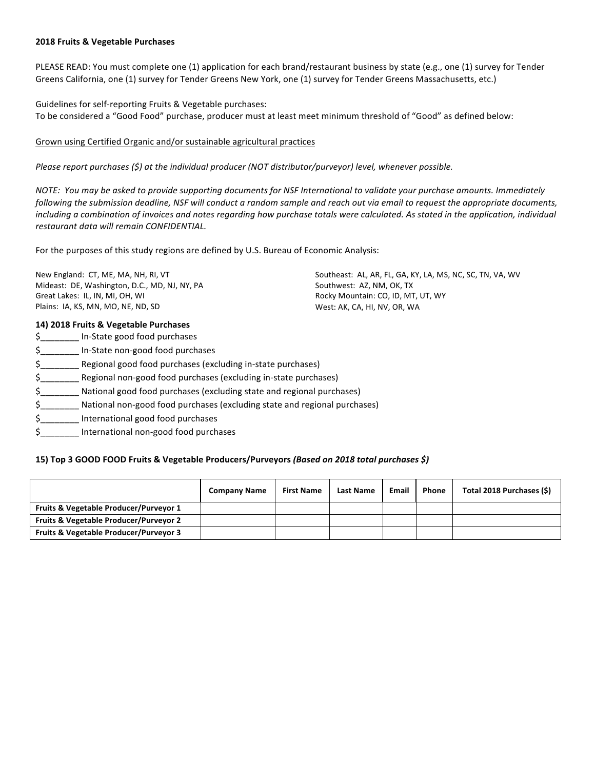**2018 Fruits & Vegetable Purchases**

PLEASE READ: You must complete one (1) application for each brand/restaurant business by state (e.g., one (1) survey for Tender Greens California, one (1) survey for Tender Greens New York, one (1) survey for Tender Greens Massachusetts, etc.)

Guidelines for self-reporting Fruits & Vegetable purchases:
To be considered a "Good Food" purchase, producer must at least meet minimum threshold of "Good" as defined below:

<u>Grown using Certified Organic and/or sustainable agricultural practices</u>

*Please report purchases ($) at the individual producer (NOT distributor/purveyor) level, whenever possible.*

*NOTE: You may be asked to provide supporting documents for NSF International to validate your purchase amounts. Immediately following the submission deadline, NSF will conduct a random sample and reach out via email to request the appropriate documents, including a combination of invoices and notes regarding how purchase totals were calculated. As stated in the application, individual restaurant data will remain CONFIDENTIAL.*

For the purposes of this study regions are defined by U.S. Bureau of Economic Analysis:

New England: CT, ME, MA, NH, RI, VT
Mideast: DE, Washington, D.C., MD, NJ, NY, PA
Great Lakes: IL, IN, MI, OH, WI
Plains: IA, KS, MN, MO, NE, ND, SD
Southeast: AL, AR, FL, GA, KY, LA, MS, NC, SC, TN, VA, WV
Southwest: AZ, NM, OK, TX
Rocky Mountain: CO, ID, MT, UT, WY
West: AK, CA, HI, NV, OR, WA

**14) 2018 Fruits & Vegetable Purchases**

$________ In-State good food purchases
$________ In-State non-good food purchases
$________ Regional good food purchases (excluding in-state purchases)
$________ Regional non-good food purchases (excluding in-state purchases)
$________ National good food purchases (excluding state and regional purchases)
$________ National non-good food purchases (excluding state and regional purchases)
$________ International good food purchases
$________ International non-good food purchases

**15) Top 3 GOOD FOOD Fruits & Vegetable Producers/Purveyors *(Based on 2018 total purchases $)***

| | Company Name | First Name | Last Name | Email | Phone | Total 2018 Purchases ($) |
|---|---|---|---|---|---|---|
| **Fruits & Vegetable Producer/Purveyor 1** | | | | | | |
| **Fruits & Vegetable Producer/Purveyor 2** | | | | | | |
| **Fruits & Vegetable Producer/Purveyor 3** | | | | | | |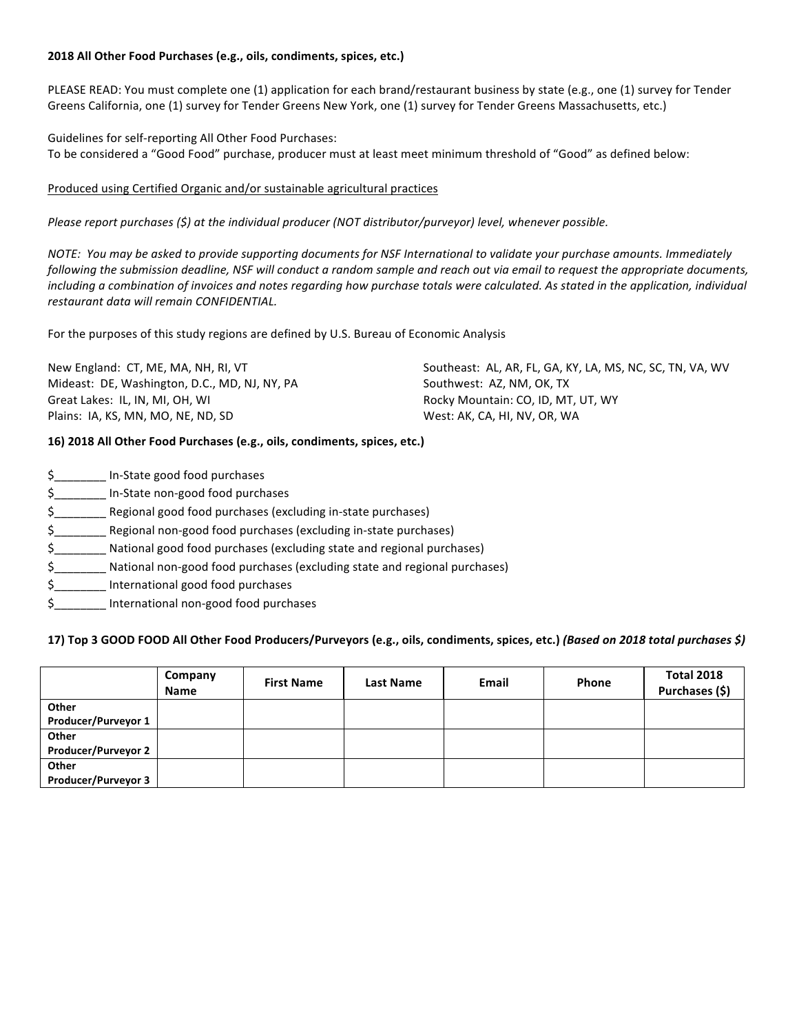**2018 All Other Food Purchases (e.g., oils, condiments, spices, etc.)**

PLEASE READ: You must complete one (1) application for each brand/restaurant business by state (e.g., one (1) survey for Tender Greens California, one (1) survey for Tender Greens New York, one (1) survey for Tender Greens Massachusetts, etc.)

Guidelines for self-reporting All Other Food Purchases:
To be considered a "Good Food" purchase, producer must at least meet minimum threshold of "Good" as defined below:

Produced using Certified Organic and/or sustainable agricultural practices

*Please report purchases ($) at the individual producer (NOT distributor/purveyor) level, whenever possible.*

*NOTE: You may be asked to provide supporting documents for NSF International to validate your purchase amounts. Immediately following the submission deadline, NSF will conduct a random sample and reach out via email to request the appropriate documents, including a combination of invoices and notes regarding how purchase totals were calculated. As stated in the application, individual restaurant data will remain CONFIDENTIAL.*

For the purposes of this study regions are defined by U.S. Bureau of Economic Analysis

New England: CT, ME, MA, NH, RI, VT
Mideast: DE, Washington, D.C., MD, NJ, NY, PA
Great Lakes: IL, IN, MI, OH, WI
Plains: IA, KS, MN, MO, NE, ND, SD
Southeast: AL, AR, FL, GA, KY, LA, MS, NC, SC, TN, VA, WV
Southwest: AZ, NM, OK, TX
Rocky Mountain: CO, ID, MT, UT, WY
West: AK, CA, HI, NV, OR, WA

**16) 2018 All Other Food Purchases (e.g., oils, condiments, spices, etc.)**

$________ In-State good food purchases
$________ In-State non-good food purchases
$________ Regional good food purchases (excluding in-state purchases)
$________ Regional non-good food purchases (excluding in-state purchases)
$________ National good food purchases (excluding state and regional purchases)
$________ National non-good food purchases (excluding state and regional purchases)
$________ International good food purchases
$________ International non-good food purchases

**17) Top 3 GOOD FOOD All Other Food Producers/Purveyors (e.g., oils, condiments, spices, etc.)** ***(Based on 2018 total purchases $)***

| | **Company Name** | **First Name** | **Last Name** | **Email** | **Phone** | **Total 2018 Purchases ($)** |
|---|---|---|---|---|---|---|
| **Other Producer/Purveyor 1** | | | | | | |
| **Other Producer/Purveyor 2** | | | | | | |
| **Other Producer/Purveyor 3** | | | | | | |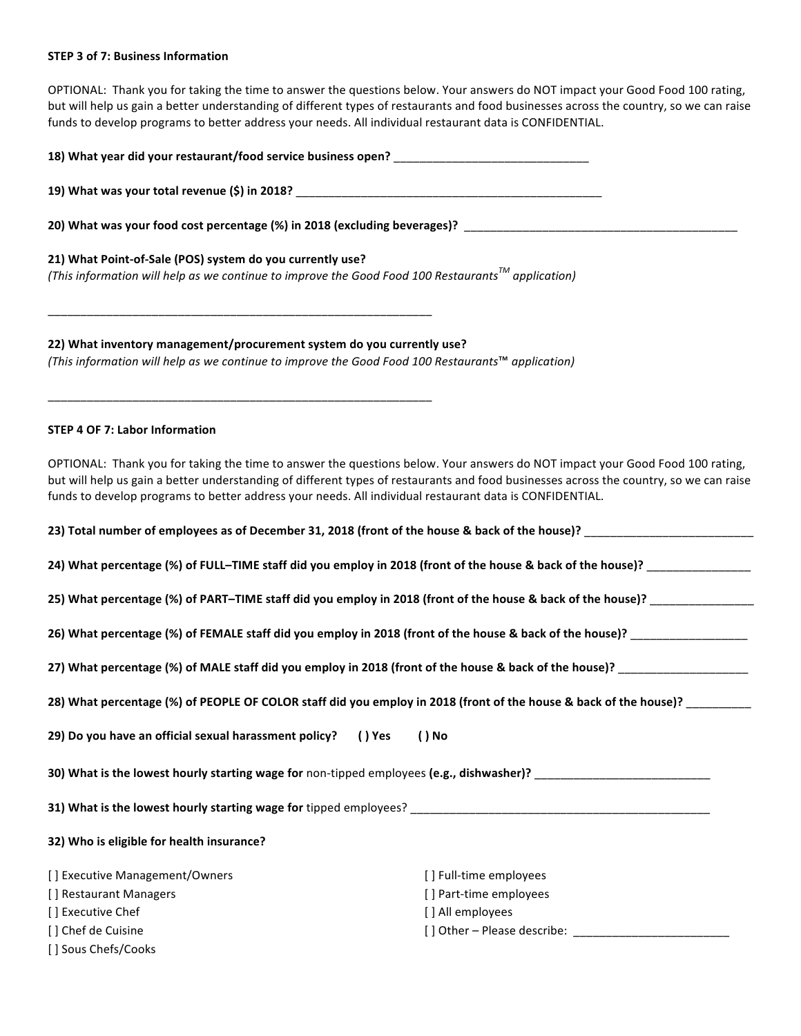**STEP 3 of 7: Business Information**

OPTIONAL: Thank you for taking the time to answer the questions below. Your answers do NOT impact your Good Food 100 rating, but will help us gain a better understanding of different types of restaurants and food businesses across the country, so we can raise funds to develop programs to better address your needs. All individual restaurant data is CONFIDENTIAL.

**18) What year did your restaurant/food service business open?** ______________________________

**19) What was your total revenue ($) in 2018?** __________________________________________________

**20) What was your food cost percentage (%) in 2018 (excluding beverages)?** _____________________________________________

**21) What Point-of-Sale (POS) system do you currently use?**
*(This information will help as we continue to improve the Good Food 100 Restaurants™ application)*

_______________________________________________________________

**22) What inventory management/procurement system do you currently use?**
*(This information will help as we continue to improve the Good Food 100 Restaurants™ application)*

_______________________________________________________________

**STEP 4 OF 7: Labor Information**

OPTIONAL: Thank you for taking the time to answer the questions below. Your answers do NOT impact your Good Food 100 rating, but will help us gain a better understanding of different types of restaurants and food businesses across the country, so we can raise funds to develop programs to better address your needs. All individual restaurant data is CONFIDENTIAL.

**23) Total number of employees as of December 31, 2018 (front of the house & back of the house)?** ___________________________

**24) What percentage (%) of FULL–TIME staff did you employ in 2018 (front of the house & back of the house)?** ________________

**25) What percentage (%) of PART–TIME staff did you employ in 2018 (front of the house & back of the house)?** ________________

**26) What percentage (%) of FEMALE staff did you employ in 2018 (front of the house & back of the house)?** __________________

**27) What percentage (%) of MALE staff did you employ in 2018 (front of the house & back of the house)?** ____________________

**28) What percentage (%) of PEOPLE OF COLOR staff did you employ in 2018 (front of the house & back of the house)?** __________

**29) Do you have an official sexual harassment policy? ( ) Yes ( ) No**

**30) What is the lowest hourly starting wage for** non-tipped employees **(e.g., dishwasher)?** ___________________________

**31) What is the lowest hourly starting wage for** tipped employees? ________________________________________________

**32) Who is eligible for health insurance?**

[ ] Executive Management/Owners
[ ] Restaurant Managers
[ ] Executive Chef
[ ] Chef de Cuisine
[ ] Sous Chefs/Cooks
[ ] Full-time employees
[ ] Part-time employees
[ ] All employees
[ ] Other – Please describe: ________________________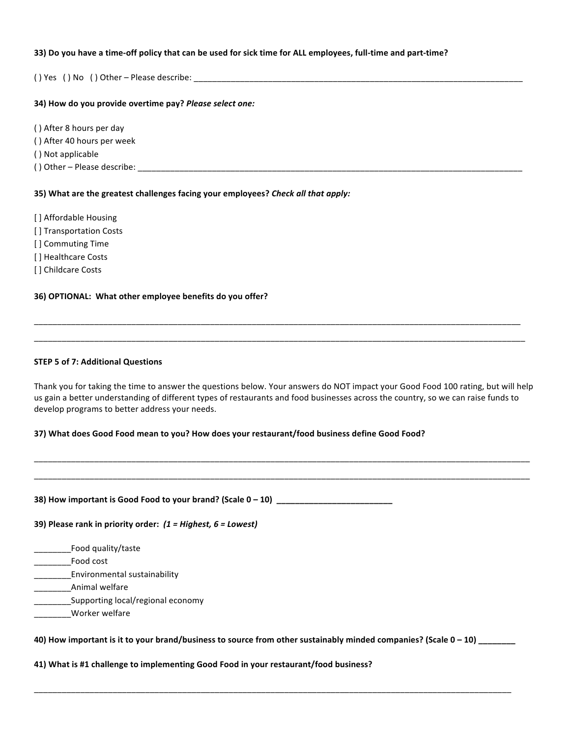**33) Do you have a time-off policy that can be used for sick time for ALL employees, full-time and part-time?**

( ) Yes ( ) No ( ) Other – Please describe: ___________________________________________________________________________

**34) How do you provide overtime pay?** ***Please select one:***

( ) After 8 hours per day
( ) After 40 hours per week
( ) Not applicable
( ) Other – Please describe: ___________________________________________________________________________________

**35) What are the greatest challenges facing your employees?** ***Check all that apply:***

[ ] Affordable Housing
[ ] Transportation Costs
[ ] Commuting Time
[ ] Healthcare Costs
[ ] Childcare Costs

**36) OPTIONAL: What other employee benefits do you offer?**

_______________________________________________________________________________________________________________

_______________________________________________________________________________________________________________

**STEP 5 of 7: Additional Questions**

Thank you for taking the time to answer the questions below. Your answers do NOT impact your Good Food 100 rating, but will help us gain a better understanding of different types of restaurants and food businesses across the country, so we can raise funds to develop programs to better address your needs.

**37) What does Good Food mean to you? How does your restaurant/food business define Good Food?**

_______________________________________________________________________________________________________________

_______________________________________________________________________________________________________________

**38) How important is Good Food to your brand? (Scale 0 – 10) _________________________**

**39) Please rank in priority order:** ***(1 = Highest, 6 = Lowest)***

________Food quality/taste
________Food cost
________Environmental sustainability
________Animal welfare
________Supporting local/regional economy
________Worker welfare

**40) How important is it to your brand/business to source from other sustainably minded companies? (Scale 0 – 10) ________**

**41) What is #1 challenge to implementing Good Food in your restaurant/food business?**

_______________________________________________________________________________________________________________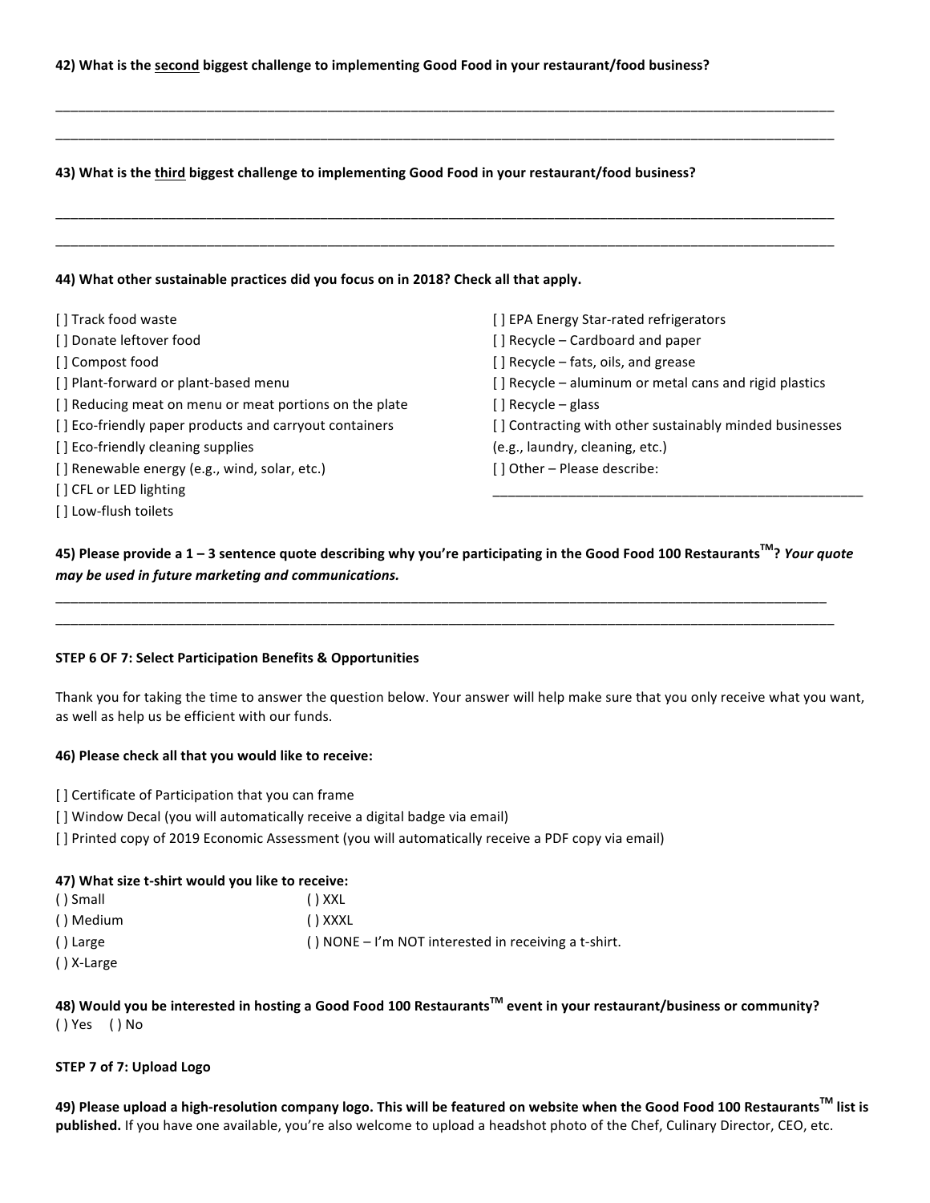**42) What is the <u>second</u> biggest challenge to implementing Good Food in your restaurant/food business?**

______________________________________________________________________________________________

______________________________________________________________________________________________

**43) What is the <u>third</u> biggest challenge to implementing Good Food in your restaurant/food business?**

______________________________________________________________________________________________

______________________________________________________________________________________________

**44) What other sustainable practices did you focus on in 2018? Check all that apply.**

[ ] Track food waste
[ ] Donate leftover food
[ ] Compost food
[ ] Plant-forward or plant-based menu
[ ] Reducing meat on menu or meat portions on the plate
[ ] Eco-friendly paper products and carryout containers
[ ] Eco-friendly cleaning supplies
[ ] Renewable energy (e.g., wind, solar, etc.)
[ ] CFL or LED lighting
[ ] Low-flush toilets
[ ] EPA Energy Star-rated refrigerators
[ ] Recycle – Cardboard and paper
[ ] Recycle – fats, oils, and grease
[ ] Recycle – aluminum or metal cans and rigid plastics
[ ] Recycle – glass
[ ] Contracting with other sustainably minded businesses (e.g., laundry, cleaning, etc.)
[ ] Other – Please describe:
_______________________________________________

**45) Please provide a 1 – 3 sentence quote describing why you're participating in the Good Food 100 Restaurants™? *Your quote may be used in future marketing and communications.***

______________________________________________________________________________________________

______________________________________________________________________________________________

**STEP 6 OF 7: Select Participation Benefits & Opportunities**

Thank you for taking the time to answer the question below. Your answer will help make sure that you only receive what you want, as well as help us be efficient with our funds.

**46) Please check all that you would like to receive:**

[ ] Certificate of Participation that you can frame
[ ] Window Decal (you will automatically receive a digital badge via email)
[ ] Printed copy of 2019 Economic Assessment (you will automatically receive a PDF copy via email)

**47) What size t-shirt would you like to receive:**

( ) Small
( ) Medium
( ) Large
( ) X-Large
( ) XXL
( ) XXXL
( ) NONE – I'm NOT interested in receiving a t-shirt.

**48) Would you be interested in hosting a Good Food 100 Restaurants™ event in your restaurant/business or community?**

( ) Yes ( ) No

**STEP 7 of 7: Upload Logo**

**49) Please upload a high-resolution company logo. This will be featured on website when the Good Food 100 Restaurants™ list is published.** If you have one available, you're also welcome to upload a headshot photo of the Chef, Culinary Director, CEO, etc.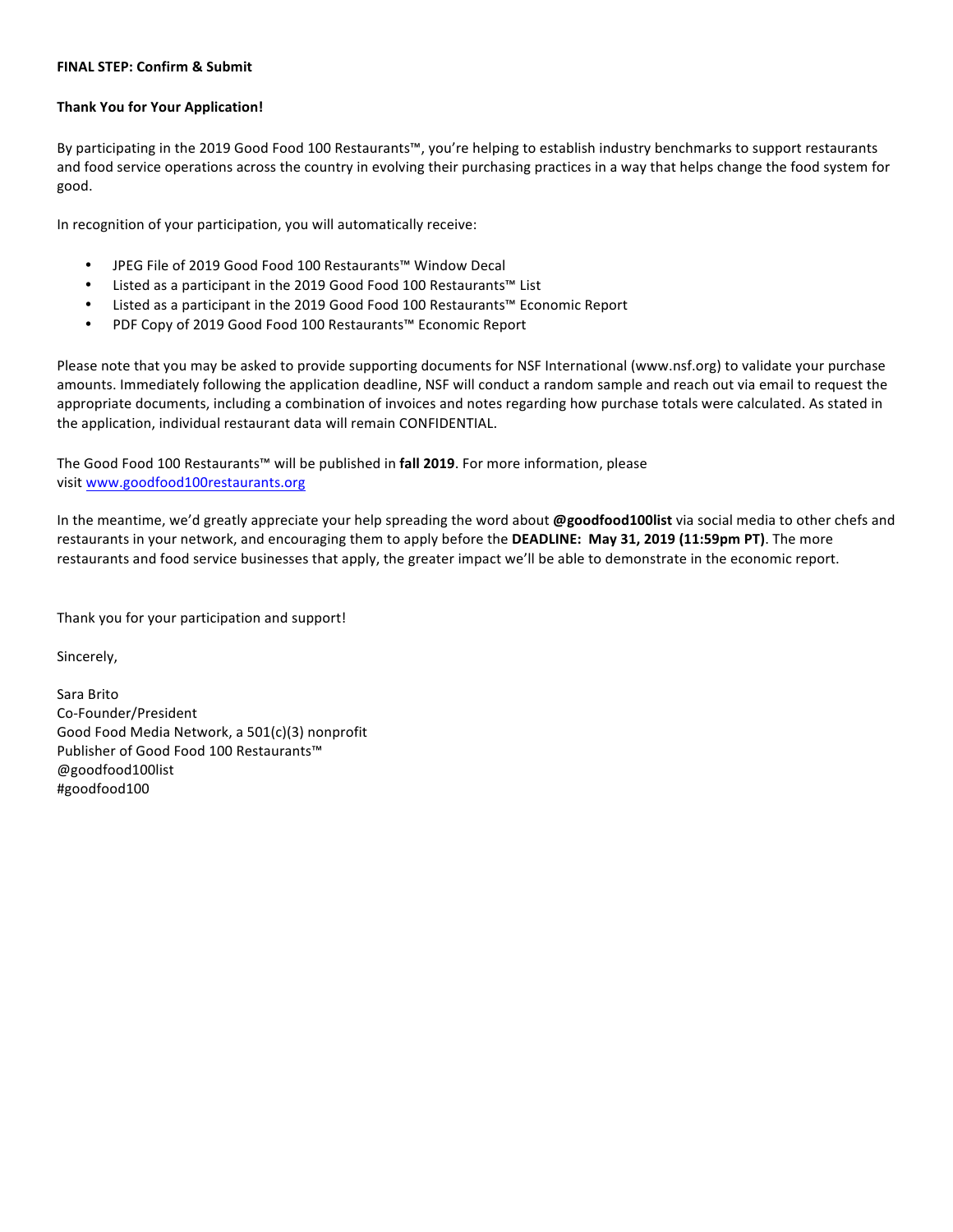**FINAL STEP: Confirm & Submit**

**Thank You for Your Application!**

By participating in the 2019 Good Food 100 Restaurants™, you're helping to establish industry benchmarks to support restaurants and food service operations across the country in evolving their purchasing practices in a way that helps change the food system for good.

In recognition of your participation, you will automatically receive:

- JPEG File of 2019 Good Food 100 Restaurants™ Window Decal
- Listed as a participant in the 2019 Good Food 100 Restaurants™ List
- Listed as a participant in the 2019 Good Food 100 Restaurants™ Economic Report
- PDF Copy of 2019 Good Food 100 Restaurants™ Economic Report

Please note that you may be asked to provide supporting documents for NSF International (www.nsf.org) to validate your purchase amounts. Immediately following the application deadline, NSF will conduct a random sample and reach out via email to request the appropriate documents, including a combination of invoices and notes regarding how purchase totals were calculated. As stated in the application, individual restaurant data will remain CONFIDENTIAL.

The Good Food 100 Restaurants™ will be published in **fall 2019**. For more information, please visit [www.goodfood100restaurants.org](www.goodfood100restaurants.org)

In the meantime, we'd greatly appreciate your help spreading the word about **@goodfood100list** via social media to other chefs and restaurants in your network, and encouraging them to apply before the **DEADLINE: May 31, 2019 (11:59pm PT)**. The more restaurants and food service businesses that apply, the greater impact we'll be able to demonstrate in the economic report.

Thank you for your participation and support!

Sincerely,

Sara Brito
Co-Founder/President
Good Food Media Network, a 501(c)(3) nonprofit
Publisher of Good Food 100 Restaurants™
@goodfood100list
#goodfood100